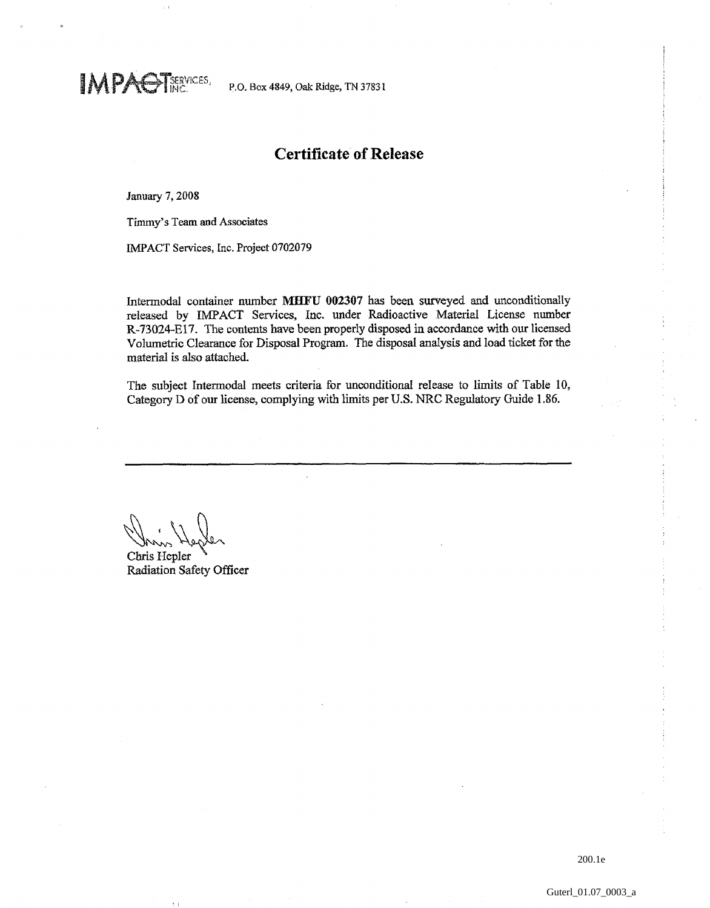IMPACT SERVICES, INC. P.O. Box 4849, Oak Ridge, TN 37831

# Certificate of Release

January 7, 2008

Timmy's Team and Associates

IMPACT Services, Inc. Project 0702079

Intermodal container number **MHFU 002307** has been surveyed and unconditionally released by IMPACT Services, Inc. under Radioactive Material License number R-73024-E17. The contents have been properly disposed in accordance with our licensed Volumetric Clearance for Disposal Program. The disposal analysis and load ticket for the material is also attached.

The subject Intermodal meets criteria for unconditional release to limits of Table 10, Category D of our license, complying with limits per U.S. NRC Regulatory Guide 1.86.

---

Chris Hepler
Radiation Safety Officer

200.1e

Guterl_01.07_0003_a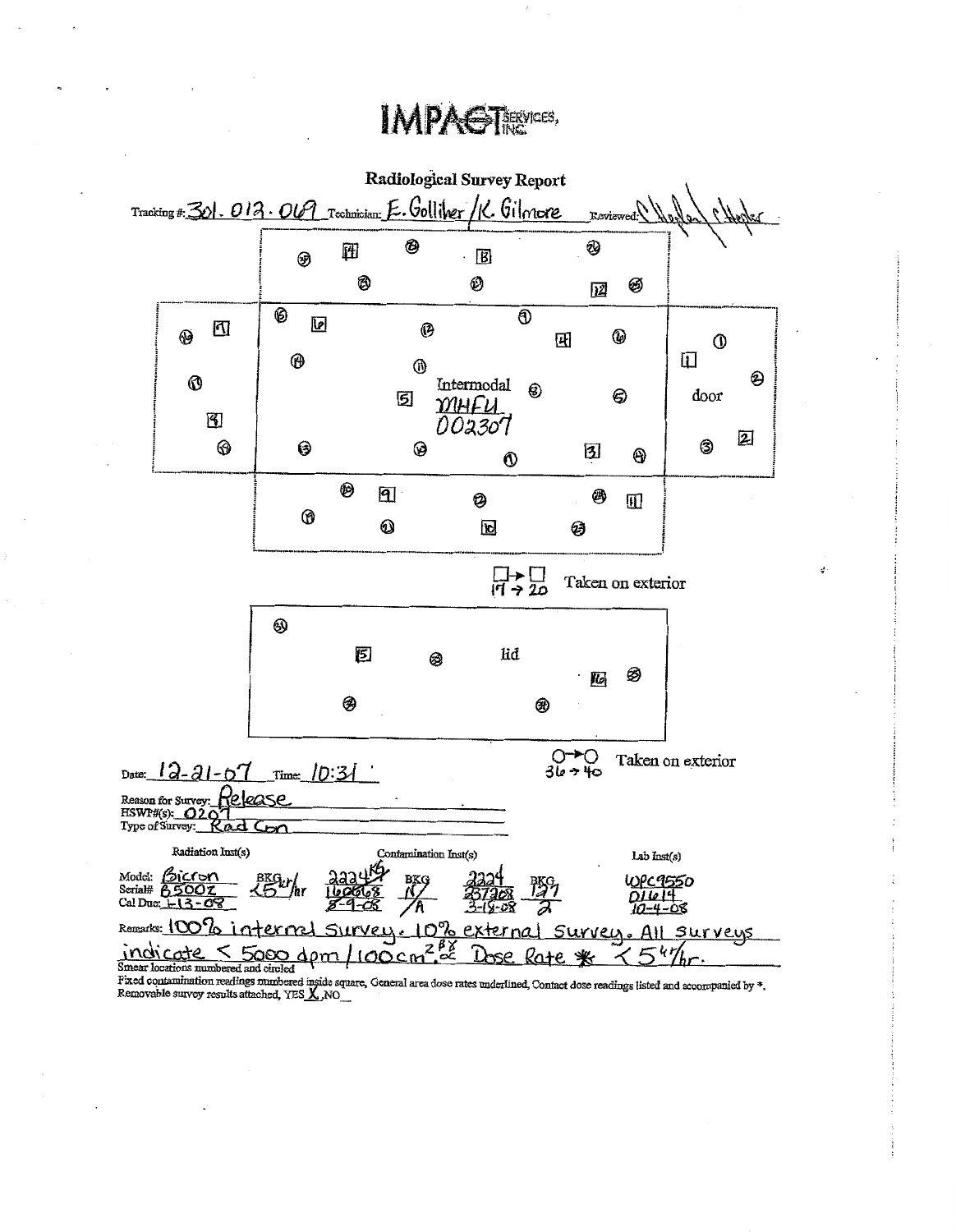IMPACT SERVICES, INC.

## Radiological Survey Report

Tracking #: 301. 012. 019 Technician: E. Golliher / K. Gilmore Reviewed: [signature]

Intermodal
MHFU
002307

door

17 → 20 Taken on exterior

lid

36 → 40 Taken on exterior

Date: 12-21-07 Time: 10:31

Reason for Survey: Release
HSWP#(s): 0207
Type of Survey: Rad Con

| Radiation Inst(s) | | Contamination Inst(s) | | | | Lab Inst(s) |
|---|---|---|---|---|---|---|
| Model: Bicron | BKG <5 µr/hr | 2224 KG | BKG | 2224 | BKG | WPC9550 |
| Serial# B500Z | | 166668 | N/A | 237908 | 127 | 011614 |
| Cal Due: 1-13-08 | | 8-9-08 | | 3-18-08 | 2 | 10-4-08 |

Remarks: 100% internal survey. 10% external survey. All surveys indicate < 5000 dpm/100cm² βγ & Dose Rate * < 5 µr/hr.

Smear locations numbered and circled
Fixed contamination readings numbered inside square, General area dose rates underlined, Contact dose readings listed and accompanied by *.
Removable survey results attached, YES X, NO__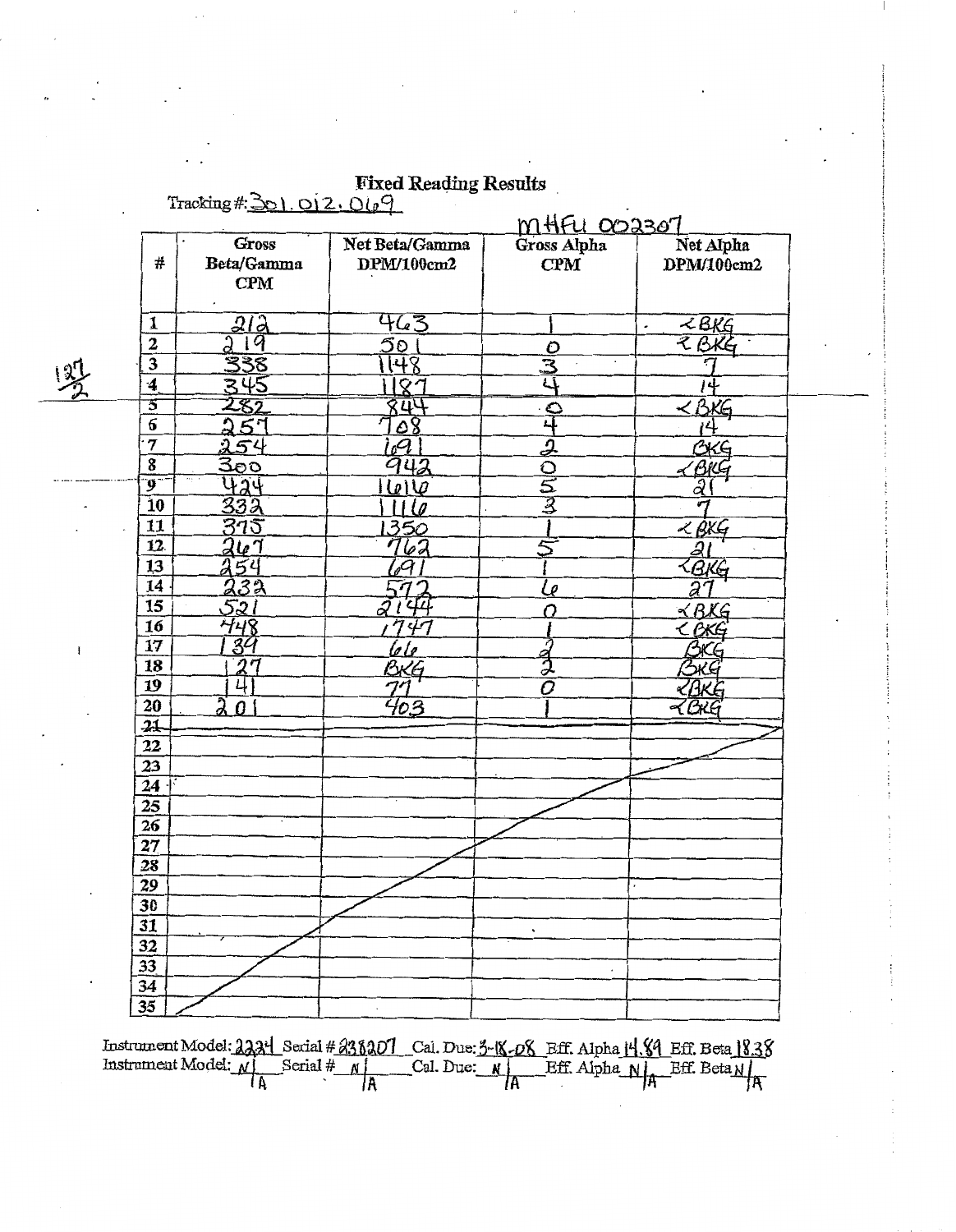# Fixed Reading Results

Tracking #: 301.012.069

MHFU 002307

| # | Gross Beta/Gamma CPM | Net Beta/Gamma DPM/100cm2 | Gross Alpha CPM | Net Alpha DPM/100cm2 |
|---|---|---|---|---|
| 1 | 212 | 463 | 1 | <BKG |
| 2 | 219 | 501 | 0 | <BKG |
| 3 | 338 | 1148 | 3 | 7 |
| 4 | 345 | 1187 | 4 | 14 |
| 5 | 282 | 844 | 0 | <BKG |
| 6 | 257 | 708 | 4 | 14 |
| 7 | 254 | 691 | 2 | BKG |
| 8 | 300 | 942 | 0 | <BKG |
| 9 | 424 | 1616 | 5 | 21 |
| 10 | 332 | 1116 | 3 | 7 |
| 11 | 375 | 1350 | 1 | <BKG |
| 12 | 267 | 762 | 5 | 21 |
| 13 | 254 | 691 | 1 | <BKG |
| 14 | 232 | 572 | 6 | 27 |
| 15 | 521 | 2144 | 0 | <BKG |
| 16 | 448 | 1747 | 1 | <BKG |
| 17 | 139 | 66 | 2 | BKG |
| 18 | 127 | BKG | 2 | BKG |
| 19 | 141 | 77 | 0 | <BKG |
| 20 | 201 | 403 | 1 | <BKG |
| 21 | | | | |
| 22 | | | | |
| 23 | | | | |
| 24 | | | | |
| 25 | | | | |
| 26 | | | | |
| 27 | | | | |
| 28 | | | | |
| 29 | | | | |
| 30 | | | | |
| 31 | | | | |
| 32 | | | | |
| 33 | | | | |
| 34 | | | | |
| 35 | | | | |

Instrument Model: 2224 Serial # 238207 Cal. Due: 3-18-08 Eff. Alpha 14.89 Eff. Beta 18.38

Instrument Model: N/A Serial # N/A Cal. Due: N/A Eff. Alpha N/A Eff. Beta N/A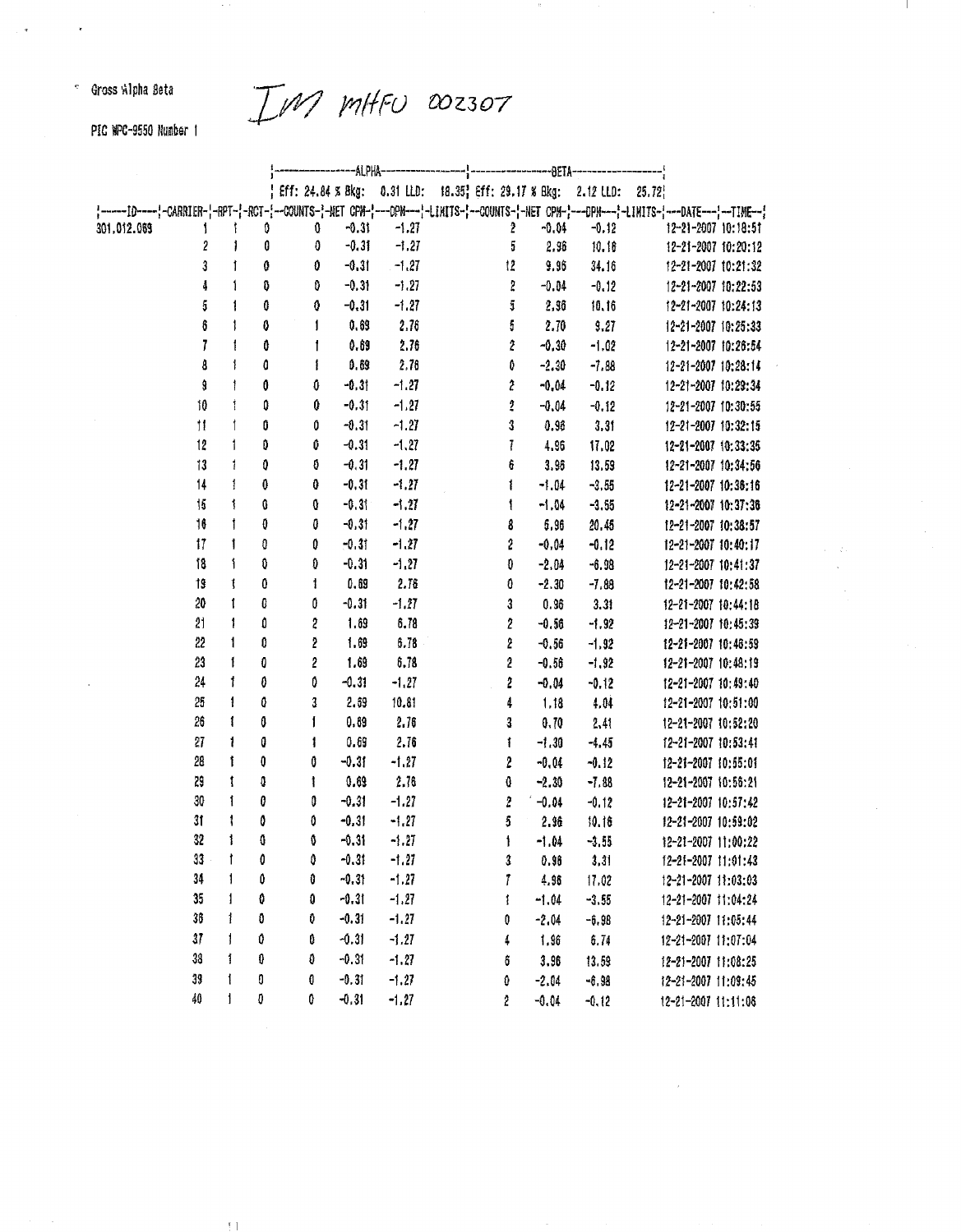Gross Alpha Beta

IM MHFU 002307

PIC WPC-9550 Number 1

| | | | | ALPHA | | | | BETA | | | | | |
|---|---|---|---|---|---|---|---|---|---|---|---|---|---|
| | | | | Eff: 24.84 % Bkg: 0.31 LLD: 18.35 | | | | Eff: 29.17 % Bkg: 2.12 LLD: 25.72 | | | | | |
| ID | CARRIER | RPT | RCT | COUNTS | NET CPM | DPM | LIMITS | COUNTS | NET CPM | DPM | LIMITS | DATE | TIME |
| 301.012.069 | 1 | 1 | 0 | 0 | -0.31 | -1.27 | | 2 | -0.04 | -0.12 | | 12-21-2007 | 10:18:51 |
| | 2 | 1 | 0 | 0 | -0.31 | -1.27 | | 5 | 2.96 | 10.16 | | 12-21-2007 | 10:20:12 |
| | 3 | 1 | 0 | 0 | -0.31 | -1.27 | | 12 | 9.96 | 34.16 | | 12-21-2007 | 10:21:32 |
| | 4 | 1 | 0 | 0 | -0.31 | -1.27 | | 2 | -0.04 | -0.12 | | 12-21-2007 | 10:22:53 |
| | 5 | 1 | 0 | 0 | -0.31 | -1.27 | | 5 | 2.96 | 10.16 | | 12-21-2007 | 10:24:13 |
| | 6 | 1 | 0 | 1 | 0.69 | 2.76 | | 5 | 2.70 | 9.27 | | 12-21-2007 | 10:25:33 |
| | 7 | 1 | 0 | 1 | 0.69 | 2.76 | | 2 | -0.30 | -1.02 | | 12-21-2007 | 10:26:54 |
| | 8 | 1 | 0 | 1 | 0.69 | 2.76 | | 0 | -2.30 | -7.88 | | 12-21-2007 | 10:28:14 |
| | 9 | 1 | 0 | 0 | -0.31 | -1.27 | | 2 | -0.04 | -0.12 | | 12-21-2007 | 10:29:34 |
| | 10 | 1 | 0 | 0 | -0.31 | -1.27 | | 2 | -0.04 | -0.12 | | 12-21-2007 | 10:30:55 |
| | 11 | 1 | 0 | 0 | -0.31 | -1.27 | | 3 | 0.96 | 3.31 | | 12-21-2007 | 10:32:15 |
| | 12 | 1 | 0 | 0 | -0.31 | -1.27 | | 7 | 4.96 | 17.02 | | 12-21-2007 | 10:33:35 |
| | 13 | 1 | 0 | 0 | -0.31 | -1.27 | | 6 | 3.96 | 13.59 | | 12-21-2007 | 10:34:56 |
| | 14 | 1 | 0 | 0 | -0.31 | -1.27 | | 1 | -1.04 | -3.55 | | 12-21-2007 | 10:36:16 |
| | 15 | 1 | 0 | 0 | -0.31 | -1.27 | | 1 | -1.04 | -3.55 | | 12-21-2007 | 10:37:36 |
| | 16 | 1 | 0 | 0 | -0.31 | -1.27 | | 8 | 5.96 | 20.45 | | 12-21-2007 | 10:38:57 |
| | 17 | 1 | 0 | 0 | -0.31 | -1.27 | | 2 | -0.04 | -0.12 | | 12-21-2007 | 10:40:17 |
| | 18 | 1 | 0 | 0 | -0.31 | -1.27 | | 0 | -2.04 | -6.98 | | 12-21-2007 | 10:41:37 |
| | 19 | 1 | 0 | 1 | 0.69 | 2.76 | | 0 | -2.30 | -7.88 | | 12-21-2007 | 10:42:58 |
| | 20 | 1 | 0 | 0 | -0.31 | -1.27 | | 3 | 0.96 | 3.31 | | 12-21-2007 | 10:44:18 |
| | 21 | 1 | 0 | 2 | 1.69 | 6.78 | | 2 | -0.56 | -1.92 | | 12-21-2007 | 10:45:39 |
| | 22 | 1 | 0 | 2 | 1.69 | 6.78 | | 2 | -0.56 | -1.92 | | 12-21-2007 | 10:46:59 |
| | 23 | 1 | 0 | 2 | 1.69 | 6.78 | | 2 | -0.56 | -1.92 | | 12-21-2007 | 10:48:19 |
| | 24 | 1 | 0 | 0 | -0.31 | -1.27 | | 2 | -0.04 | -0.12 | | 12-21-2007 | 10:49:40 |
| | 25 | 1 | 0 | 3 | 2.69 | 10.81 | | 4 | 1.18 | 4.04 | | 12-21-2007 | 10:51:00 |
| | 26 | 1 | 0 | 1 | 0.69 | 2.76 | | 3 | 0.70 | 2.41 | | 12-21-2007 | 10:52:20 |
| | 27 | 1 | 0 | 1 | 0.69 | 2.76 | | 1 | -1.30 | -4.45 | | 12-21-2007 | 10:53:41 |
| | 28 | 1 | 0 | 0 | -0.31 | -1.27 | | 2 | -0.04 | -0.12 | | 12-21-2007 | 10:55:01 |
| | 29 | 1 | 0 | 1 | 0.69 | 2.76 | | 0 | -2.30 | -7.88 | | 12-21-2007 | 10:56:21 |
| | 30 | 1 | 0 | 0 | -0.31 | -1.27 | | 2 | -0.04 | -0.12 | | 12-21-2007 | 10:57:42 |
| | 31 | 1 | 0 | 0 | -0.31 | -1.27 | | 5 | 2.96 | 10.16 | | 12-21-2007 | 10:59:02 |
| | 32 | 1 | 0 | 0 | -0.31 | -1.27 | | 1 | -1.04 | -3.55 | | 12-21-2007 | 11:00:22 |
| | 33 | 1 | 0 | 0 | -0.31 | -1.27 | | 3 | 0.96 | 3.31 | | 12-21-2007 | 11:01:43 |
| | 34 | 1 | 0 | 0 | -0.31 | -1.27 | | 7 | 4.96 | 17.02 | | 12-21-2007 | 11:03:03 |
| | 35 | 1 | 0 | 0 | -0.31 | -1.27 | | 1 | -1.04 | -3.55 | | 12-21-2007 | 11:04:24 |
| | 36 | 1 | 0 | 0 | -0.31 | -1.27 | | 0 | -2.04 | -6.98 | | 12-21-2007 | 11:05:44 |
| | 37 | 1 | 0 | 0 | -0.31 | -1.27 | | 4 | 1.96 | 6.74 | | 12-21-2007 | 11:07:04 |
| | 38 | 1 | 0 | 0 | -0.31 | -1.27 | | 6 | 3.96 | 13.59 | | 12-21-2007 | 11:08:25 |
| | 39 | 1 | 0 | 0 | -0.31 | -1.27 | | 0 | -2.04 | -6.98 | | 12-21-2007 | 11:09:45 |
| | 40 | 1 | 0 | 0 | -0.31 | -1.27 | | 2 | -0.04 | -0.12 | | 12-21-2007 | 11:11:06 |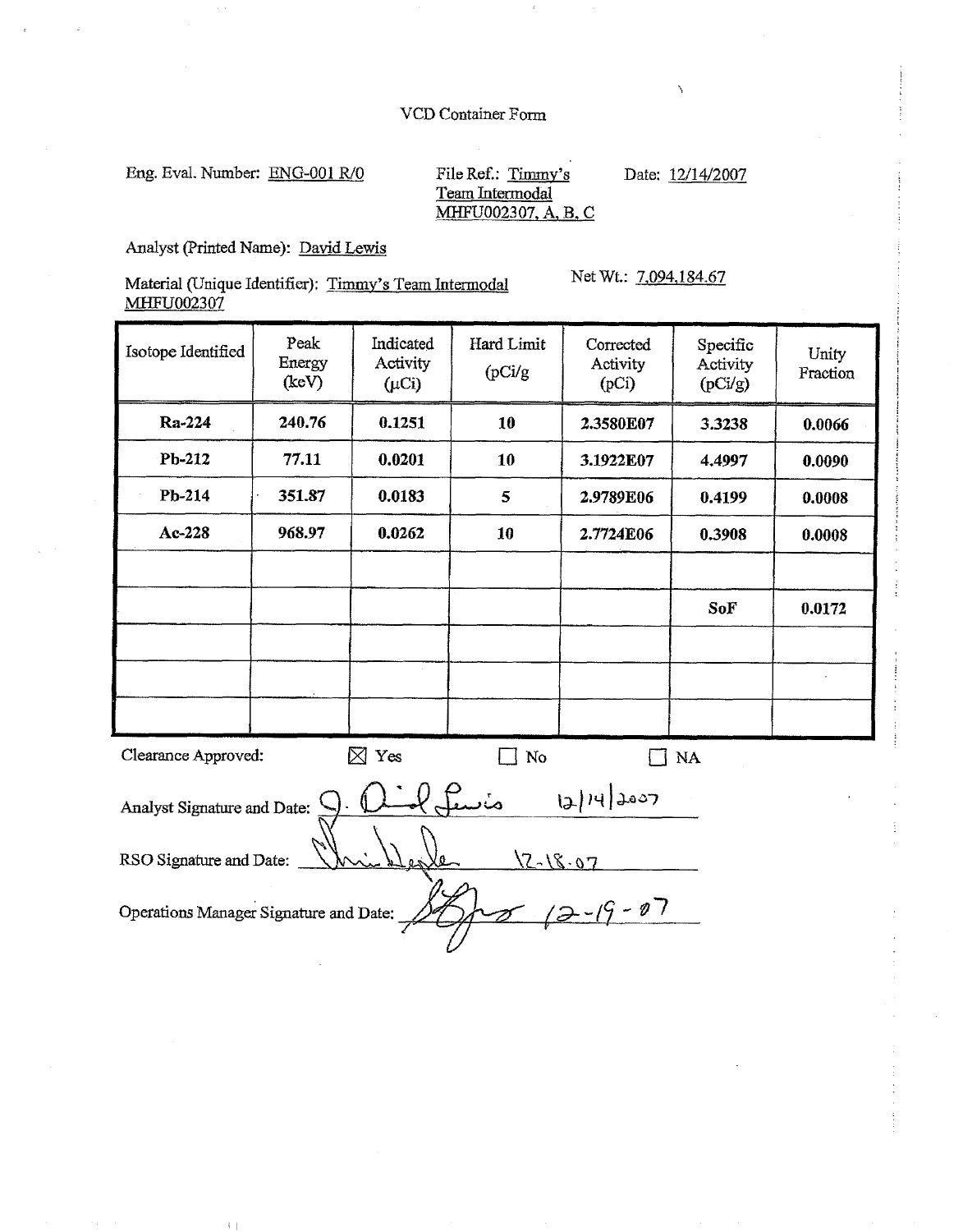# VCD Container Form

Eng. Eval. Number: ENG-001 R/0

File Ref.: Timmy's Team Intermodal MHFU002307, A, B, C

Date: 12/14/2007

Analyst (Printed Name): David Lewis

Material (Unique Identifier): Timmy's Team Intermodal MHFU002307

Net Wt.: 7,094,184.67

| Isotope Identified | Peak Energy (keV) | Indicated Activity (μCi) | Hard Limit (pCi/g | Corrected Activity (pCi) | Specific Activity (pCi/g) | Unity Fraction |
|---|---|---|---|---|---|---|
| **Ra-224** | **240.76** | **0.1251** | **10** | **2.3580E07** | **3.3238** | **0.0066** |
| **Pb-212** | **77.11** | **0.0201** | **10** | **3.1922E07** | **4.4997** | **0.0090** |
| **Pb-214** | **351.87** | **0.0183** | **5** | **2.9789E06** | **0.4199** | **0.0008** |
| **Ac-228** | **968.97** | **0.0262** | **10** | **2.7724E06** | **0.3908** | **0.0008** |
| | | | | | | |
| | | | | | **SoF** | **0.0172** |
| | | | | | | |
| | | | | | | |
| | | | | | | |

Clearance Approved: ☒ Yes ☐ No ☐ NA

Analyst Signature and Date: D. David Lewis 12/14/2007

RSO Signature and Date: [signature] 12-18-07

Operations Manager Signature and Date: [signature] 12-19-07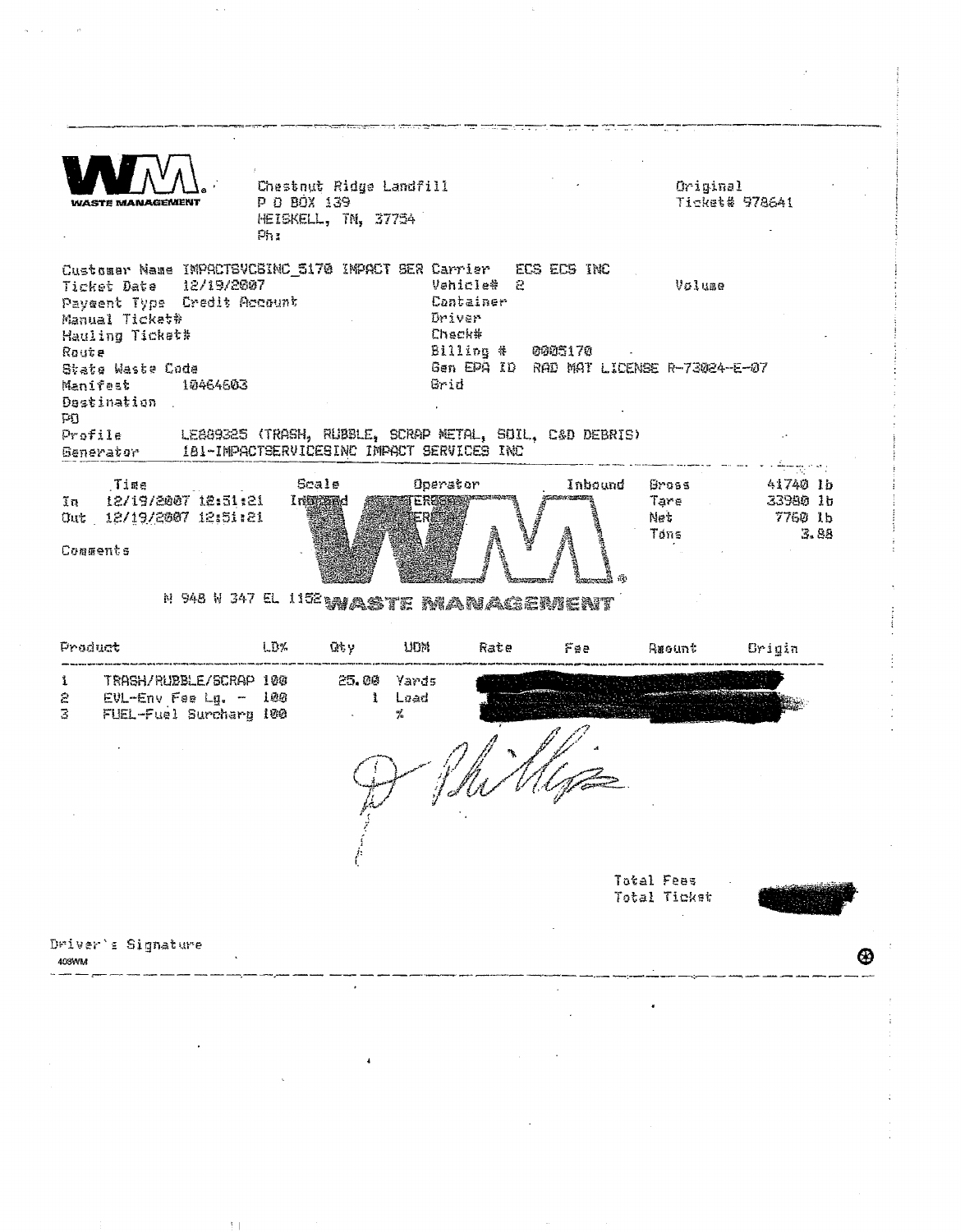WM WASTE MANAGEMENT

Chestnut Ridge Landfill
P O BOX 139
HEISKELL, TN, 37754
Ph:

Original
Ticket# 978641

Customer Name IMPACTSVCSINC_5170 IMPACT SER Carrier ECS ECS INC
Ticket Date 12/19/2007
Payment Type Credit Account
Manual Ticket#
Hauling Ticket#
Route
State Waste Code
Manifest 10464603
Destination
PO
Profile LE88932S (TRASH, RUBBLE, SCRAP METAL, SOIL, C&D DEBRIS)
Generator 181-IMPACTSERVICESINC IMPACT SERVICES INC

Vehicle# 2
Container
Driver
Check#
Billing # 0005170
Gen EPA ID RAD MAT LICENSE R-73024-E-07
Grid

Volume

| Time | | Scale | Operator | Inbound | | |
|---|---|---|---|---|---|---|
| In | 12/19/2007 12:51:21 | Inbound | ERS | | Gross | 41740 lb |
| Out | 12/19/2007 12:51:21 | | ER | | Tare | 33980 lb |
| | | | | | Net | 7760 lb |
| | | | | | Tons | 3.88 |

Comments

N 948 W 347 EL 1152 WASTE MANAGEMENT

| Product | LD% | Qty | UOM | Rate | Fee | Amount | Origin |
|---|---|---|---|---|---|---|---|
| 1 TRASH/RUBBLE/SCRAP | 100 | 25.00 | Yards | | | | |
| 2 EVL-Env Fee Lg. - | 100 | 1 | Load | | | | |
| 3 FUEL-Fuel Surcharg | 100 | | % | | | | |

Total Fees
Total Ticket

Driver's Signature

403WM